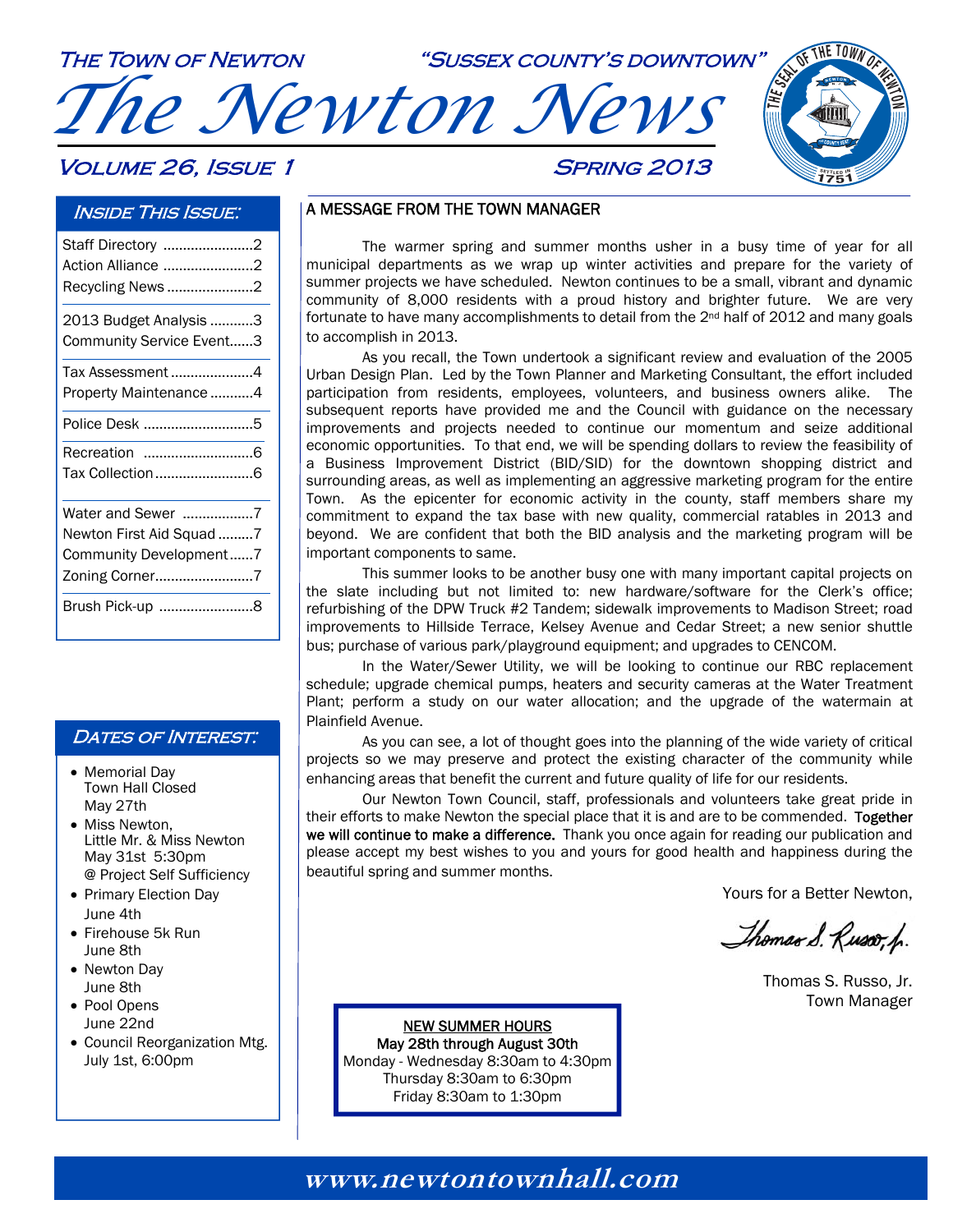THE TOWN OF NEWTON — "SUSSEX COUNTY'S DOWNTOWN"

# The Newton News

**Volume 26, Issue 1 — Spring 2013**

## Inside This Issue:

- Staff Directory ....................2
- Action Alliance ....................2
- Recycling News ....................2
- 2013 Budget Analysis ....................3
- Community Service Event....................3
- Tax Assessment ....................4
- Property Maintenance ....................4
- Police Desk ....................5
- Recreation ....................6
- Tax Collection ....................6
- Water and Sewer ....................7
- Newton First Aid Squad ....................7
- Community Development....................7
- Zoning Corner....................7
- Brush Pick-up ....................8

## Dates of Interest:

- Memorial Day
  Town Hall Closed
  May 27th
- Miss Newton,
  Little Mr. & Miss Newton
  May 31st 5:30pm
  @ Project Self Sufficiency
- Primary Election Day
  June 4th
- Firehouse 5k Run
  June 8th
- Newton Day
  June 8th
- Pool Opens
  June 22nd
- Council Reorganization Mtg.
  July 1st, 6:00pm

## A MESSAGE FROM THE TOWN MANAGER

The warmer spring and summer months usher in a busy time of year for all municipal departments as we wrap up winter activities and prepare for the variety of summer projects we have scheduled. Newton continues to be a small, vibrant and dynamic community of 8,000 residents with a proud history and brighter future. We are very fortunate to have many accomplishments to detail from the 2nd half of 2012 and many goals to accomplish in 2013.

As you recall, the Town undertook a significant review and evaluation of the 2005 Urban Design Plan. Led by the Town Planner and Marketing Consultant, the effort included participation from residents, employees, volunteers, and business owners alike. The subsequent reports have provided me and the Council with guidance on the necessary improvements and projects needed to continue our momentum and seize additional economic opportunities. To that end, we will be spending dollars to review the feasibility of a Business Improvement District (BID/SID) for the downtown shopping district and surrounding areas, as well as implementing an aggressive marketing program for the entire Town. As the epicenter for economic activity in the county, staff members share my commitment to expand the tax base with new quality, commercial ratables in 2013 and beyond. We are confident that both the BID analysis and the marketing program will be important components to same.

This summer looks to be another busy one with many important capital projects on the slate including but not limited to: new hardware/software for the Clerk's office; refurbishing of the DPW Truck #2 Tandem; sidewalk improvements to Madison Street; road improvements to Hillside Terrace, Kelsey Avenue and Cedar Street; a new senior shuttle bus; purchase of various park/playground equipment; and upgrades to CENCOM.

In the Water/Sewer Utility, we will be looking to continue our RBC replacement schedule; upgrade chemical pumps, heaters and security cameras at the Water Treatment Plant; perform a study on our water allocation; and the upgrade of the watermain at Plainfield Avenue.

As you can see, a lot of thought goes into the planning of the wide variety of critical projects so we may preserve and protect the existing character of the community while enhancing areas that benefit the current and future quality of life for our residents.

Our Newton Town Council, staff, professionals and volunteers take great pride in their efforts to make Newton the special place that it is and are to be commended. **Together we will continue to make a difference.** Thank you once again for reading our publication and please accept my best wishes to you and yours for good health and happiness during the beautiful spring and summer months.

Yours for a Better Newton,

*Thomas S. Russo, Jr.*

Thomas S. Russo, Jr.
Town Manager

**NEW SUMMER HOURS**
**May 28th through August 30th**
Monday - Wednesday 8:30am to 4:30pm
Thursday 8:30am to 6:30pm
Friday 8:30am to 1:30pm

**www.newtontownhall.com**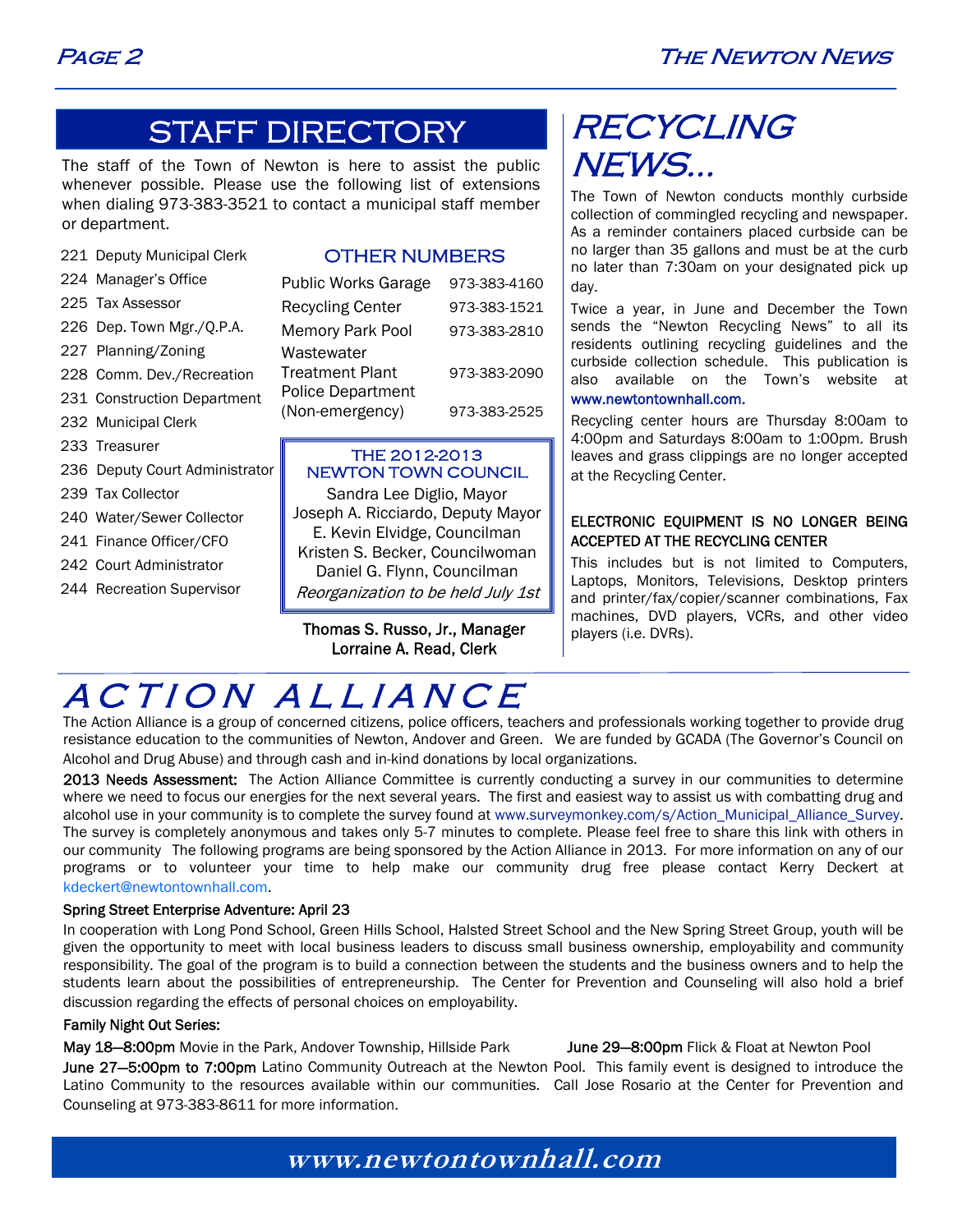# STAFF DIRECTORY

The staff of the Town of Newton is here to assist the public whenever possible. Please use the following list of extensions when dialing 973-383-3521 to contact a municipal staff member or department.

- 221 Deputy Municipal Clerk
- 224 Manager's Office
- 225 Tax Assessor
- 226 Dep. Town Mgr./Q.P.A.
- 227 Planning/Zoning
- 228 Comm. Dev./Recreation
- 231 Construction Department
- 232 Municipal Clerk
- 233 Treasurer
- 236 Deputy Court Administrator
- 239 Tax Collector
- 240 Water/Sewer Collector
- 241 Finance Officer/CFO
- 242 Court Administrator
- 244 Recreation Supervisor

## OTHER NUMBERS

| | |
|---|---|
| Public Works Garage | 973-383-4160 |
| Recycling Center | 973-383-1521 |
| Memory Park Pool | 973-383-2810 |
| Wastewater Treatment Plant | 973-383-2090 |
| Police Department (Non-emergency) | 973-383-2525 |

### THE 2012-2013 NEWTON TOWN COUNCIL

Sandra Lee Diglio, Mayor
Joseph A. Ricciardo, Deputy Mayor
E. Kevin Elvidge, Councilman
Kristen S. Becker, Councilwoman
Daniel G. Flynn, Councilman
*Reorganization to be held July 1st*

**Thomas S. Russo, Jr., Manager**
**Lorraine A. Read, Clerk**

# RECYCLING NEWS...

The Town of Newton conducts monthly curbside collection of commingled recycling and newspaper. As a reminder containers placed curbside can be no larger than 35 gallons and must be at the curb no later than 7:30am on your designated pick up day.

Twice a year, in June and December the Town sends the "Newton Recycling News" to all its residents outlining recycling guidelines and the curbside collection schedule. This publication is also available on the Town's website at **www.newtontownhall.com.**

Recycling center hours are Thursday 8:00am to 4:00pm and Saturdays 8:00am to 1:00pm. Brush leaves and grass clippings are no longer accepted at the Recycling Center.

**ELECTRONIC EQUIPMENT IS NO LONGER BEING ACCEPTED AT THE RECYCLING CENTER**

This includes but is not limited to Computers, Laptops, Monitors, Televisions, Desktop printers and printer/fax/copier/scanner combinations, Fax machines, DVD players, VCRs, and other video players (i.e. DVRs).

# ACTION ALLIANCE

The Action Alliance is a group of concerned citizens, police officers, teachers and professionals working together to provide drug resistance education to the communities of Newton, Andover and Green. We are funded by GCADA (The Governor's Council on Alcohol and Drug Abuse) and through cash and in-kind donations by local organizations.

**2013 Needs Assessment:** The Action Alliance Committee is currently conducting a survey in our communities to determine where we need to focus our energies for the next several years. The first and easiest way to assist us with combatting drug and alcohol use in your community is to complete the survey found at www.surveymonkey.com/s/Action_Municipal_Alliance_Survey. The survey is completely anonymous and takes only 5-7 minutes to complete. Please feel free to share this link with others in our community The following programs are being sponsored by the Action Alliance in 2013. For more information on any of our programs or to volunteer your time to help make our community drug free please contact Kerry Deckert at kdeckert@newtontownhall.com.

**Spring Street Enterprise Adventure: April 23**

In cooperation with Long Pond School, Green Hills School, Halsted Street School and the New Spring Street Group, youth will be given the opportunity to meet with local business leaders to discuss small business ownership, employability and community responsibility. The goal of the program is to build a connection between the students and the business owners and to help the students learn about the possibilities of entrepreneurship. The Center for Prevention and Counseling will also hold a brief discussion regarding the effects of personal choices on employability.

**Family Night Out Series:**

**May 18—8:00pm** Movie in the Park, Andover Township, Hillside Park

**June 29—8:00pm** Flick & Float at Newton Pool

**June 27—5:00pm to 7:00pm** Latino Community Outreach at the Newton Pool. This family event is designed to introduce the Latino Community to the resources available within our communities. Call Jose Rosario at the Center for Prevention and Counseling at 973-383-8611 for more information.

**www.newtontownhall.com**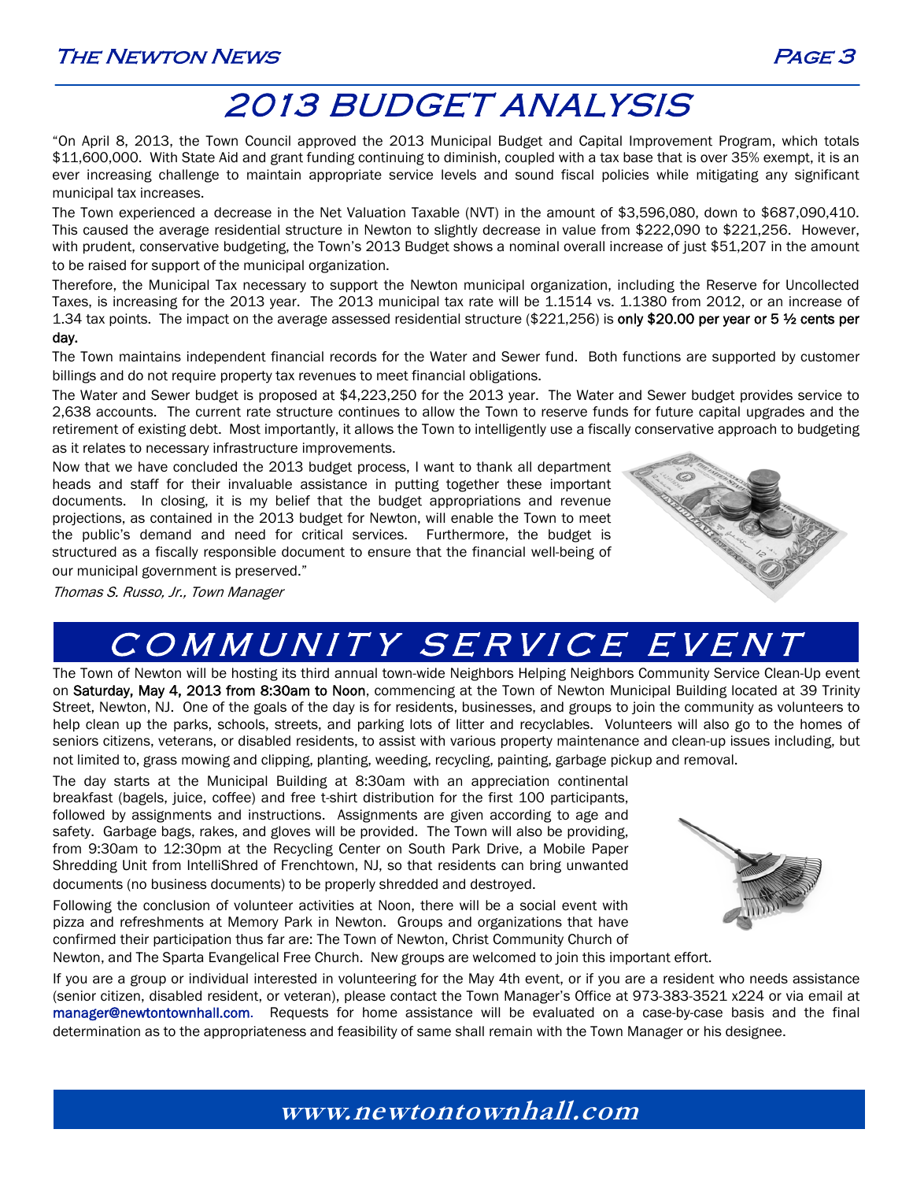# 2013 BUDGET ANALYSIS

"On April 8, 2013, the Town Council approved the 2013 Municipal Budget and Capital Improvement Program, which totals $11,600,000. With State Aid and grant funding continuing to diminish, coupled with a tax base that is over 35% exempt, it is an ever increasing challenge to maintain appropriate service levels and sound fiscal policies while mitigating any significant municipal tax increases.

The Town experienced a decrease in the Net Valuation Taxable (NVT) in the amount of $3,596,080, down to $687,090,410. This caused the average residential structure in Newton to slightly decrease in value from $222,090 to $221,256. However, with prudent, conservative budgeting, the Town's 2013 Budget shows a nominal overall increase of just $51,207 in the amount to be raised for support of the municipal organization.

Therefore, the Municipal Tax necessary to support the Newton municipal organization, including the Reserve for Uncollected Taxes, is increasing for the 2013 year. The 2013 municipal tax rate will be 1.1514 vs. 1.1380 from 2012, or an increase of 1.34 tax points. The impact on the average assessed residential structure ($221,256) is **only $20.00 per year or 5 ½ cents per day.**

The Town maintains independent financial records for the Water and Sewer fund. Both functions are supported by customer billings and do not require property tax revenues to meet financial obligations.

The Water and Sewer budget is proposed at $4,223,250 for the 2013 year. The Water and Sewer budget provides service to 2,638 accounts. The current rate structure continues to allow the Town to reserve funds for future capital upgrades and the retirement of existing debt. Most importantly, it allows the Town to intelligently use a fiscally conservative approach to budgeting as it relates to necessary infrastructure improvements.

Now that we have concluded the 2013 budget process, I want to thank all department heads and staff for their invaluable assistance in putting together these important documents. In closing, it is my belief that the budget appropriations and revenue projections, as contained in the 2013 budget for Newton, will enable the Town to meet the public's demand and need for critical services. Furthermore, the budget is structured as a fiscally responsible document to ensure that the financial well-being of our municipal government is preserved."

*Thomas S. Russo, Jr., Town Manager*

# COMMUNITY SERVICE EVENT

The Town of Newton will be hosting its third annual town-wide Neighbors Helping Neighbors Community Service Clean-Up event on **Saturday, May 4, 2013 from 8:30am to Noon**, commencing at the Town of Newton Municipal Building located at 39 Trinity Street, Newton, NJ. One of the goals of the day is for residents, businesses, and groups to join the community as volunteers to help clean up the parks, schools, streets, and parking lots of litter and recyclables. Volunteers will also go to the homes of seniors citizens, veterans, or disabled residents, to assist with various property maintenance and clean-up issues including, but not limited to, grass mowing and clipping, planting, weeding, recycling, painting, garbage pickup and removal.

The day starts at the Municipal Building at 8:30am with an appreciation continental breakfast (bagels, juice, coffee) and free t-shirt distribution for the first 100 participants, followed by assignments and instructions. Assignments are given according to age and safety. Garbage bags, rakes, and gloves will be provided. The Town will also be providing, from 9:30am to 12:30pm at the Recycling Center on South Park Drive, a Mobile Paper Shredding Unit from IntelliShred of Frenchtown, NJ, so that residents can bring unwanted documents (no business documents) to be properly shredded and destroyed.

Following the conclusion of volunteer activities at Noon, there will be a social event with pizza and refreshments at Memory Park in Newton. Groups and organizations that have confirmed their participation thus far are: The Town of Newton, Christ Community Church of Newton, and The Sparta Evangelical Free Church. New groups are welcomed to join this important effort.

If you are a group or individual interested in volunteering for the May 4th event, or if you are a resident who needs assistance (senior citizen, disabled resident, or veteran), please contact the Town Manager's Office at 973-383-3521 x224 or via email at manager@newtontownhall.com. Requests for home assistance will be evaluated on a case-by-case basis and the final determination as to the appropriateness and feasibility of same shall remain with the Town Manager or his designee.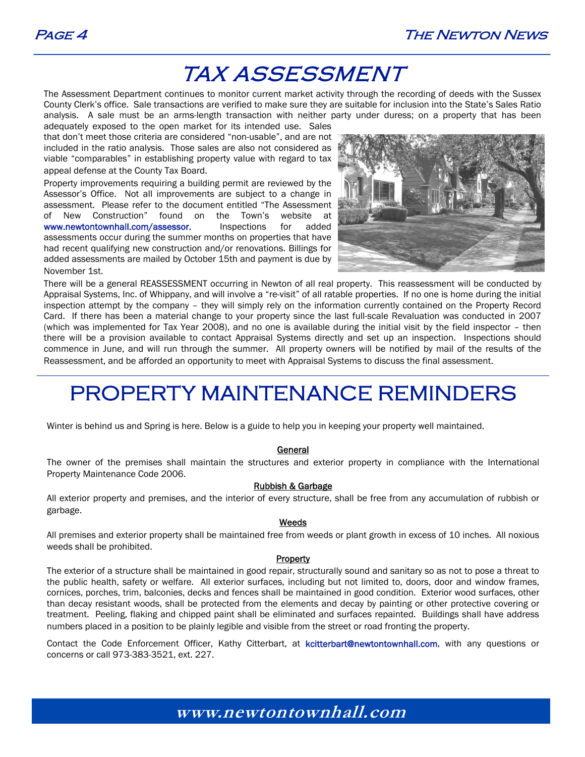# TAX ASSESSMENT

The Assessment Department continues to monitor current market activity through the recording of deeds with the Sussex County Clerk's office. Sale transactions are verified to make sure they are suitable for inclusion into the State's Sales Ratio analysis. A sale must be an arms-length transaction with neither party under duress; on a property that has been adequately exposed to the open market for its intended use. Sales that don't meet those criteria are considered "non-usable", and are not included in the ratio analysis. Those sales are also not considered as viable "comparables" in establishing property value with regard to tax appeal defense at the County Tax Board.

Property improvements requiring a building permit are reviewed by the Assessor's Office. Not all improvements are subject to a change in assessment. Please refer to the document entitled "The Assessment of New Construction" found on the Town's website at www.newtontownhall.com/assessor. Inspections for added assessments occur during the summer months on properties that have had recent qualifying new construction and/or renovations. Billings for added assessments are mailed by October 15th and payment is due by November 1st.

There will be a general REASSESSMENT occurring in Newton of all real property. This reassessment will be conducted by Appraisal Systems, Inc. of Whippany, and will involve a "re-visit" of all ratable properties. If no one is home during the initial inspection attempt by the company – they will simply rely on the information currently contained on the Property Record Card. If there has been a material change to your property since the last full-scale Revaluation was conducted in 2007 (which was implemented for Tax Year 2008), and no one is available during the initial visit by the field inspector – then there will be a provision available to contact Appraisal Systems directly and set up an inspection. Inspections should commence in June, and will run through the summer. All property owners will be notified by mail of the results of the Reassessment, and be afforded an opportunity to meet with Appraisal Systems to discuss the final assessment.

# PROPERTY MAINTENANCE REMINDERS

Winter is behind us and Spring is here. Below is a guide to help you in keeping your property well maintained.

**General**

The owner of the premises shall maintain the structures and exterior property in compliance with the International Property Maintenance Code 2006.

**Rubbish & Garbage**

All exterior property and premises, and the interior of every structure, shall be free from any accumulation of rubbish or garbage.

**Weeds**

All premises and exterior property shall be maintained free from weeds or plant growth in excess of 10 inches. All noxious weeds shall be prohibited.

**Property**

The exterior of a structure shall be maintained in good repair, structurally sound and sanitary so as not to pose a threat to the public health, safety or welfare. All exterior surfaces, including but not limited to, doors, door and window frames, cornices, porches, trim, balconies, decks and fences shall be maintained in good condition. Exterior wood surfaces, other than decay resistant woods, shall be protected from the elements and decay by painting or other protective covering or treatment. Peeling, flaking and chipped paint shall be eliminated and surfaces repainted. Buildings shall have address numbers placed in a position to be plainly legible and visible from the street or road fronting the property.

Contact the Code Enforcement Officer, Kathy Citterbart, at kcitterbart@newtontownhall.com, with any questions or concerns or call 973-383-3521, ext. 227.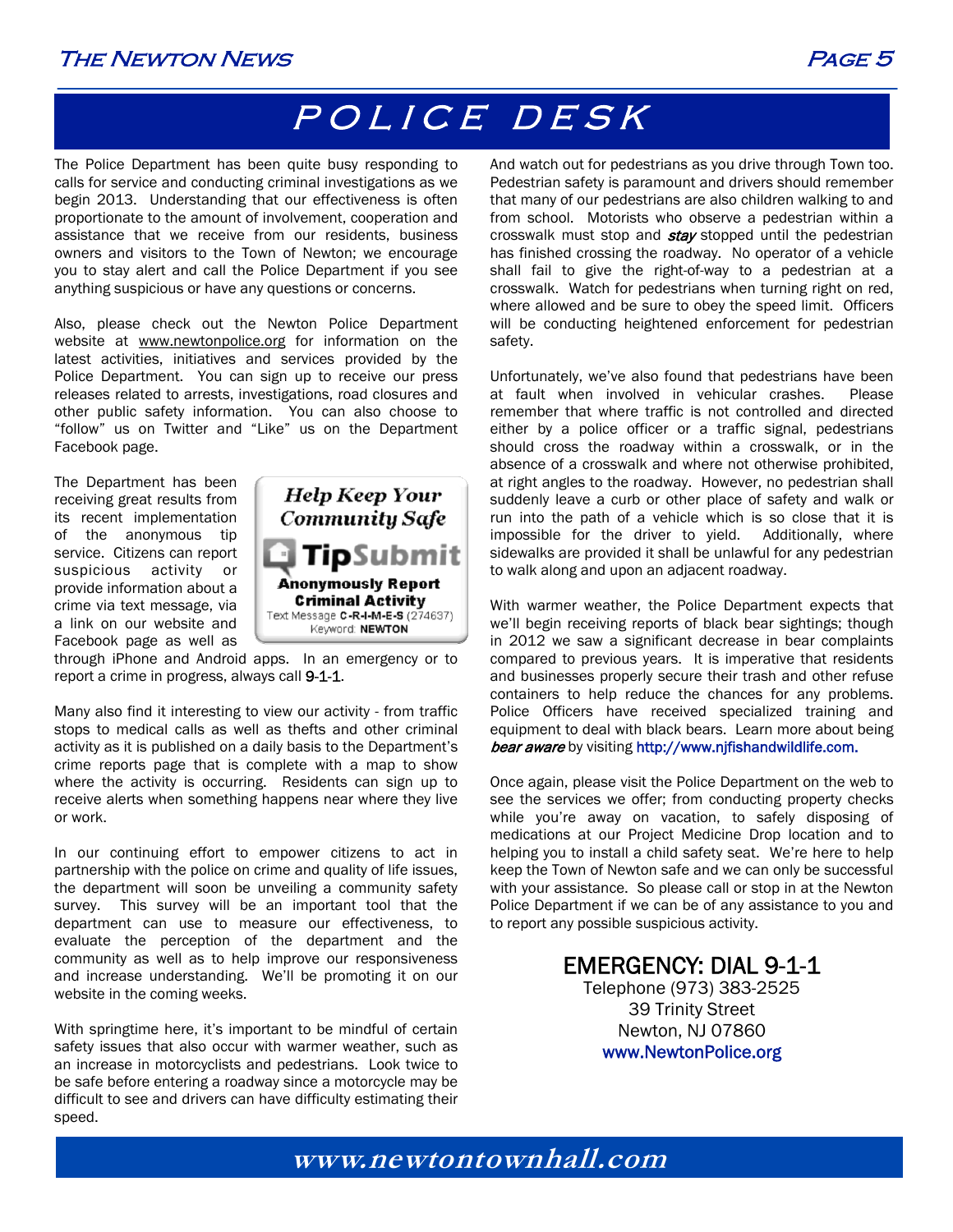# POLICE DESK

The Police Department has been quite busy responding to calls for service and conducting criminal investigations as we begin 2013. Understanding that our effectiveness is often proportionate to the amount of involvement, cooperation and assistance that we receive from our residents, business owners and visitors to the Town of Newton; we encourage you to stay alert and call the Police Department if you see anything suspicious or have any questions or concerns.

Also, please check out the Newton Police Department website at www.newtonpolice.org for information on the latest activities, initiatives and services provided by the Police Department. You can sign up to receive our press releases related to arrests, investigations, road closures and other public safety information. You can also choose to "follow" us on Twitter and "Like" us on the Department Facebook page.

The Department has been receiving great results from its recent implementation of the anonymous tip service. Citizens can report suspicious activity or provide information about a crime via text message, via a link on our website and Facebook page as well as through iPhone and Android apps. In an emergency or to report a crime in progress, always call 9-1-1.

> *Help Keep Your Community Safe*
>
> **TipSubmit**
>
> **Anonymously Report Criminal Activity**
>
> Text Message **C-R-I-M-E-S** (274637)
> Keyword: **NEWTON**

Many also find it interesting to view our activity - from traffic stops to medical calls as well as thefts and other criminal activity as it is published on a daily basis to the Department's crime reports page that is complete with a map to show where the activity is occurring. Residents can sign up to receive alerts when something happens near where they live or work.

In our continuing effort to empower citizens to act in partnership with the police on crime and quality of life issues, the department will soon be unveiling a community safety survey. This survey will be an important tool that the department can use to measure our effectiveness, to evaluate the perception of the department and the community as well as to help improve our responsiveness and increase understanding. We'll be promoting it on our website in the coming weeks.

With springtime here, it's important to be mindful of certain safety issues that also occur with warmer weather, such as an increase in motorcyclists and pedestrians. Look twice to be safe before entering a roadway since a motorcycle may be difficult to see and drivers can have difficulty estimating their speed.

And watch out for pedestrians as you drive through Town too. Pedestrian safety is paramount and drivers should remember that many of our pedestrians are also children walking to and from school. Motorists who observe a pedestrian within a crosswalk must stop and ***stay*** stopped until the pedestrian has finished crossing the roadway. No operator of a vehicle shall fail to give the right-of-way to a pedestrian at a crosswalk. Watch for pedestrians when turning right on red, where allowed and be sure to obey the speed limit. Officers will be conducting heightened enforcement for pedestrian safety.

Unfortunately, we've also found that pedestrians have been at fault when involved in vehicular crashes. Please remember that where traffic is not controlled and directed either by a police officer or a traffic signal, pedestrians should cross the roadway within a crosswalk, or in the absence of a crosswalk and where not otherwise prohibited, at right angles to the roadway. However, no pedestrian shall suddenly leave a curb or other place of safety and walk or run into the path of a vehicle which is so close that it is impossible for the driver to yield. Additionally, where sidewalks are provided it shall be unlawful for any pedestrian to walk along and upon an adjacent roadway.

With warmer weather, the Police Department expects that we'll begin receiving reports of black bear sightings; though in 2012 we saw a significant decrease in bear complaints compared to previous years. It is imperative that residents and businesses properly secure their trash and other refuse containers to help reduce the chances for any problems. Police Officers have received specialized training and equipment to deal with black bears. Learn more about being *bear aware* by visiting http://www.njfishandwildlife.com.

Once again, please visit the Police Department on the web to see the services we offer; from conducting property checks while you're away on vacation, to safely disposing of medications at our Project Medicine Drop location and to helping you to install a child safety seat. We're here to help keep the Town of Newton safe and we can only be successful with your assistance. So please call or stop in at the Newton Police Department if we can be of any assistance to you and to report any possible suspicious activity.

## EMERGENCY: DIAL 9-1-1

Telephone (973) 383-2525
39 Trinity Street
Newton, NJ 07860
www.NewtonPolice.org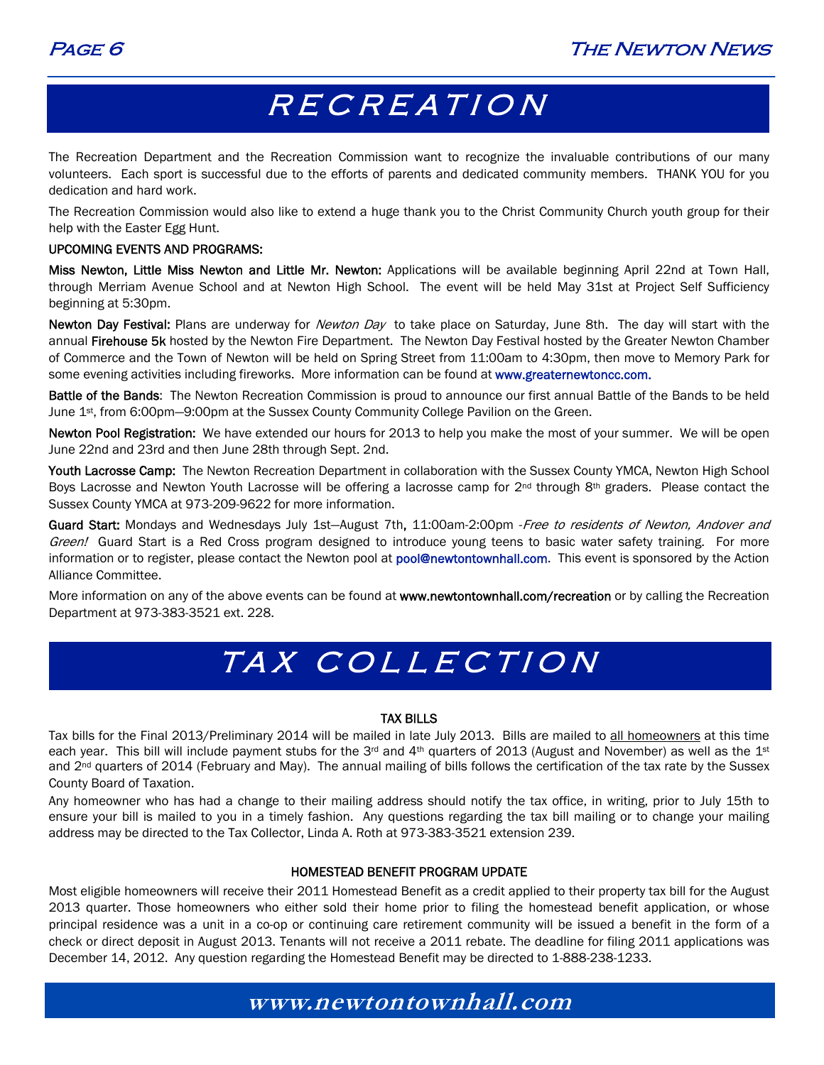# RECREATION

The Recreation Department and the Recreation Commission want to recognize the invaluable contributions of our many volunteers. Each sport is successful due to the efforts of parents and dedicated community members. THANK YOU for you dedication and hard work.

The Recreation Commission would also like to extend a huge thank you to the Christ Community Church youth group for their help with the Easter Egg Hunt.

UPCOMING EVENTS AND PROGRAMS:

**Miss Newton, Little Miss Newton and Little Mr. Newton:** Applications will be available beginning April 22nd at Town Hall, through Merriam Avenue School and at Newton High School. The event will be held May 31st at Project Self Sufficiency beginning at 5:30pm.

**Newton Day Festival:** Plans are underway for *Newton Day* to take place on Saturday, June 8th. The day will start with the annual **Firehouse 5k** hosted by the Newton Fire Department. The Newton Day Festival hosted by the Greater Newton Chamber of Commerce and the Town of Newton will be held on Spring Street from 11:00am to 4:30pm, then move to Memory Park for some evening activities including fireworks. More information can be found at www.greaternewtoncc.com.

**Battle of the Bands**: The Newton Recreation Commission is proud to announce our first annual Battle of the Bands to be held June 1st, from 6:00pm—9:00pm at the Sussex County Community College Pavilion on the Green.

**Newton Pool Registration:** We have extended our hours for 2013 to help you make the most of your summer. We will be open June 22nd and 23rd and then June 28th through Sept. 2nd.

**Youth Lacrosse Camp:** The Newton Recreation Department in collaboration with the Sussex County YMCA, Newton High School Boys Lacrosse and Newton Youth Lacrosse will be offering a lacrosse camp for 2nd through 8th graders. Please contact the Sussex County YMCA at 973-209-9622 for more information.

**Guard Start:** Mondays and Wednesdays July 1st—August 7th, 11:00am-2:00pm -*Free to residents of Newton, Andover and Green!* Guard Start is a Red Cross program designed to introduce young teens to basic water safety training. For more information or to register, please contact the Newton pool at pool@newtontownhall.com. This event is sponsored by the Action Alliance Committee.

More information on any of the above events can be found at **www.newtontownhall.com/recreation** or by calling the Recreation Department at 973-383-3521 ext. 228.

# TAX COLLECTION

### TAX BILLS

Tax bills for the Final 2013/Preliminary 2014 will be mailed in late July 2013. Bills are mailed to <u>all homeowners</u> at this time each year. This bill will include payment stubs for the 3rd and 4th quarters of 2013 (August and November) as well as the 1st and 2nd quarters of 2014 (February and May). The annual mailing of bills follows the certification of the tax rate by the Sussex County Board of Taxation.

Any homeowner who has had a change to their mailing address should notify the tax office, in writing, prior to July 15th to ensure your bill is mailed to you in a timely fashion. Any questions regarding the tax bill mailing or to change your mailing address may be directed to the Tax Collector, Linda A. Roth at 973-383-3521 extension 239.

### HOMESTEAD BENEFIT PROGRAM UPDATE

Most eligible homeowners will receive their 2011 Homestead Benefit as a credit applied to their property tax bill for the August 2013 quarter. Those homeowners who either sold their home prior to filing the homestead benefit application, or whose principal residence was a unit in a co-op or continuing care retirement community will be issued a benefit in the form of a check or direct deposit in August 2013. Tenants will not receive a 2011 rebate. The deadline for filing 2011 applications was December 14, 2012. Any question regarding the Homestead Benefit may be directed to 1-888-238-1233.

**www.newtontownhall.com**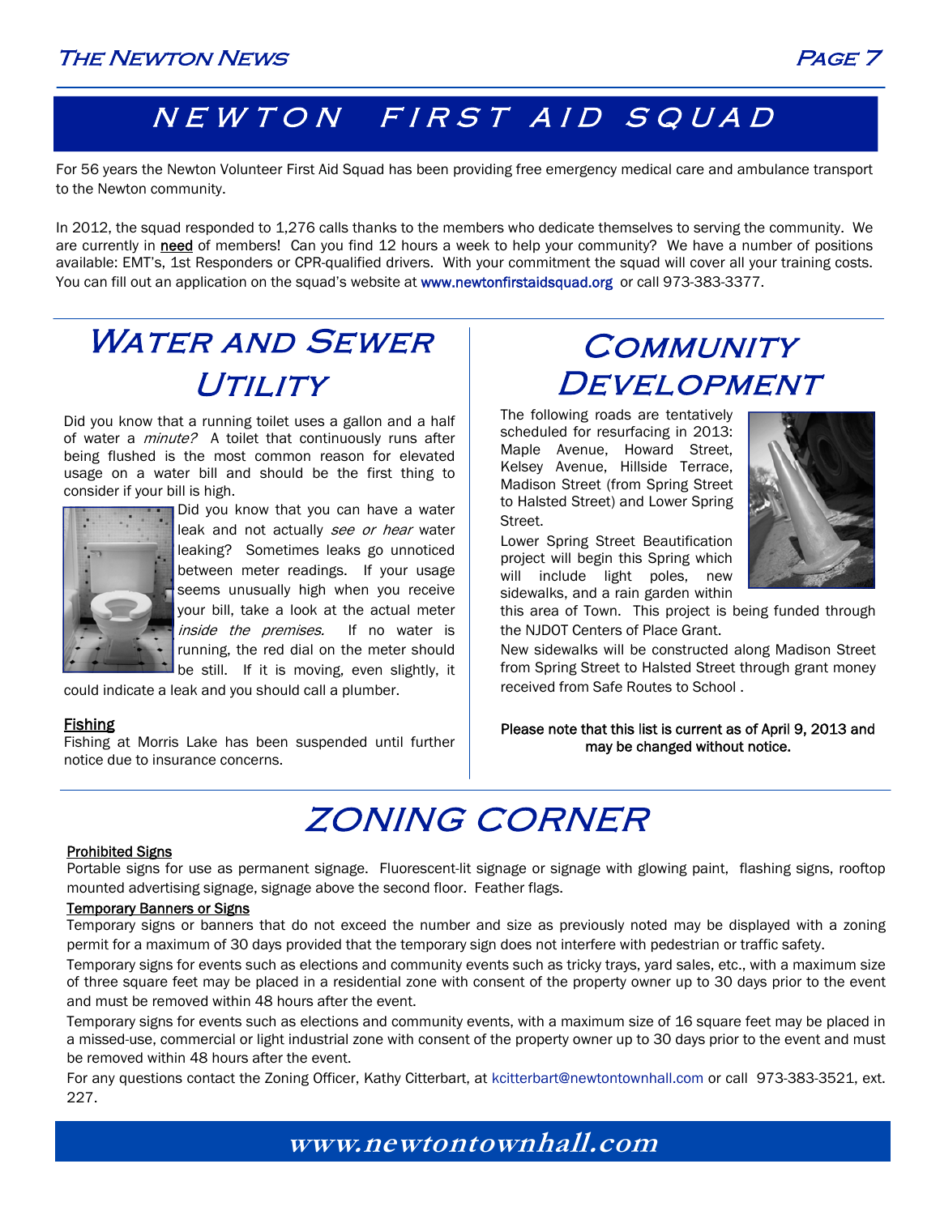# NEWTON FIRST AID SQUAD

For 56 years the Newton Volunteer First Aid Squad has been providing free emergency medical care and ambulance transport to the Newton community.

In 2012, the squad responded to 1,276 calls thanks to the members who dedicate themselves to serving the community. We are currently in **need** of members! Can you find 12 hours a week to help your community? We have a number of positions available: EMT's, 1st Responders or CPR-qualified drivers. With your commitment the squad will cover all your training costs. You can fill out an application on the squad's website at www.newtonfirstaidsquad.org or call 973-383-3377.

# Water and Sewer Utility

Did you know that a running toilet uses a gallon and a half of water a *minute?* A toilet that continuously runs after being flushed is the most common reason for elevated usage on a water bill and should be the first thing to consider if your bill is high.

Did you know that you can have a water leak and not actually *see or hear* water leaking? Sometimes leaks go unnoticed between meter readings. If your usage seems unusually high when you receive your bill, take a look at the actual meter *inside the premises.* If no water is running, the red dial on the meter should be still. If it is moving, even slightly, it could indicate a leak and you should call a plumber.

**Fishing**

Fishing at Morris Lake has been suspended until further notice due to insurance concerns.

# Community Development

The following roads are tentatively scheduled for resurfacing in 2013: Maple Avenue, Howard Street, Kelsey Avenue, Hillside Terrace, Madison Street (from Spring Street to Halsted Street) and Lower Spring Street.

Lower Spring Street Beautification project will begin this Spring which will include light poles, new sidewalks, and a rain garden within this area of Town. This project is being funded through the NJDOT Centers of Place Grant.

New sidewalks will be constructed along Madison Street from Spring Street to Halsted Street through grant money received from Safe Routes to School .

**Please note that this list is current as of April 9, 2013 and may be changed without notice.**

# ZONING CORNER

**Prohibited Signs**

Portable signs for use as permanent signage. Fluorescent-lit signage or signage with glowing paint, flashing signs, rooftop mounted advertising signage, signage above the second floor. Feather flags.

**Temporary Banners or Signs**

Temporary signs or banners that do not exceed the number and size as previously noted may be displayed with a zoning permit for a maximum of 30 days provided that the temporary sign does not interfere with pedestrian or traffic safety.

Temporary signs for events such as elections and community events such as tricky trays, yard sales, etc., with a maximum size of three square feet may be placed in a residential zone with consent of the property owner up to 30 days prior to the event and must be removed within 48 hours after the event.

Temporary signs for events such as elections and community events, with a maximum size of 16 square feet may be placed in a missed-use, commercial or light industrial zone with consent of the property owner up to 30 days prior to the event and must be removed within 48 hours after the event.

For any questions contact the Zoning Officer, Kathy Citterbart, at kcitterbart@newtontownhall.com or call 973-383-3521, ext. 227.

**www.newtontownhall.com**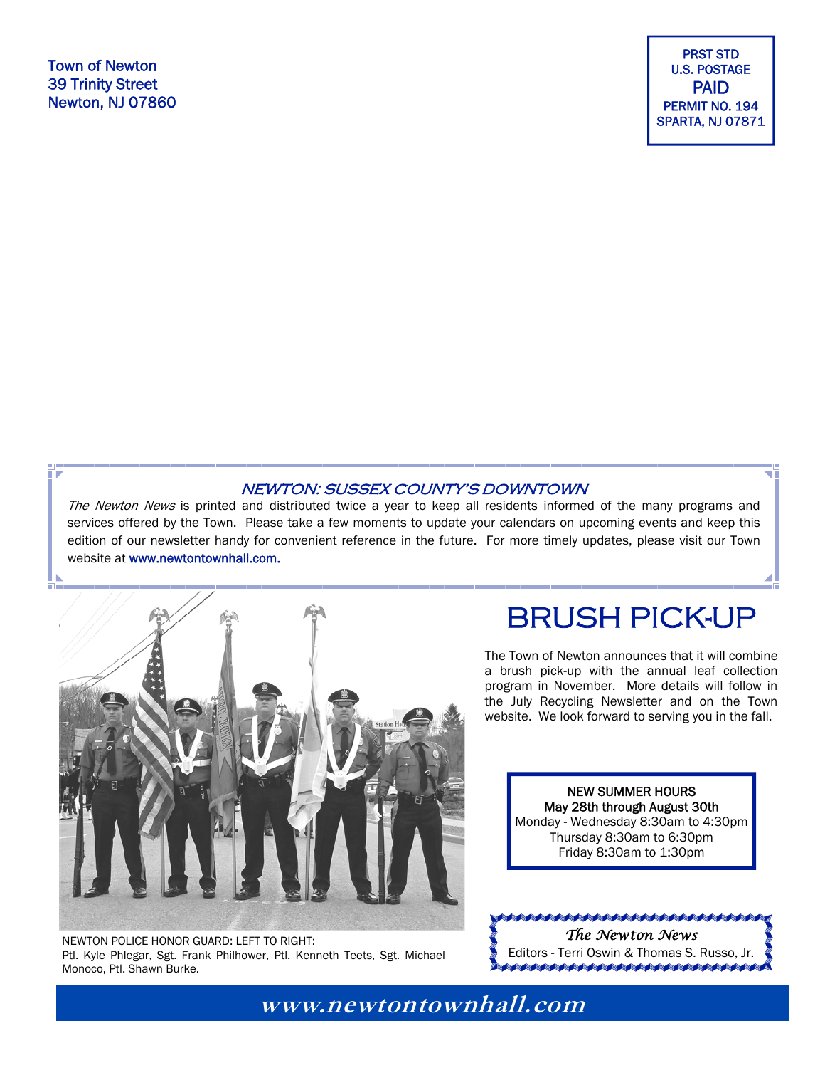Town of Newton
39 Trinity Street
Newton, NJ 07860

PRST STD
U.S. POSTAGE
PAID
PERMIT NO. 194
SPARTA, NJ 07871

## NEWTON: SUSSEX COUNTY'S DOWNTOWN

*The Newton News* is printed and distributed twice a year to keep all residents informed of the many programs and services offered by the Town. Please take a few moments to update your calendars on upcoming events and keep this edition of our newsletter handy for convenient reference in the future. For more timely updates, please visit our Town website at www.newtontownhall.com.

NEWTON POLICE HONOR GUARD: LEFT TO RIGHT:
Ptl. Kyle Phlegar, Sgt. Frank Philhower, Ptl. Kenneth Teets, Sgt. Michael Monoco, Ptl. Shawn Burke.

# BRUSH PICK-UP

The Town of Newton announces that it will combine a brush pick-up with the annual leaf collection program in November. More details will follow in the July Recycling Newsletter and on the Town website. We look forward to serving you in the fall.

**NEW SUMMER HOURS**
**May 28th through August 30th**
Monday - Wednesday 8:30am to 4:30pm
Thursday 8:30am to 6:30pm
Friday 8:30am to 1:30pm

*The Newton News*
Editors - Terri Oswin & Thomas S. Russo, Jr.

**www.newtontownhall.com**